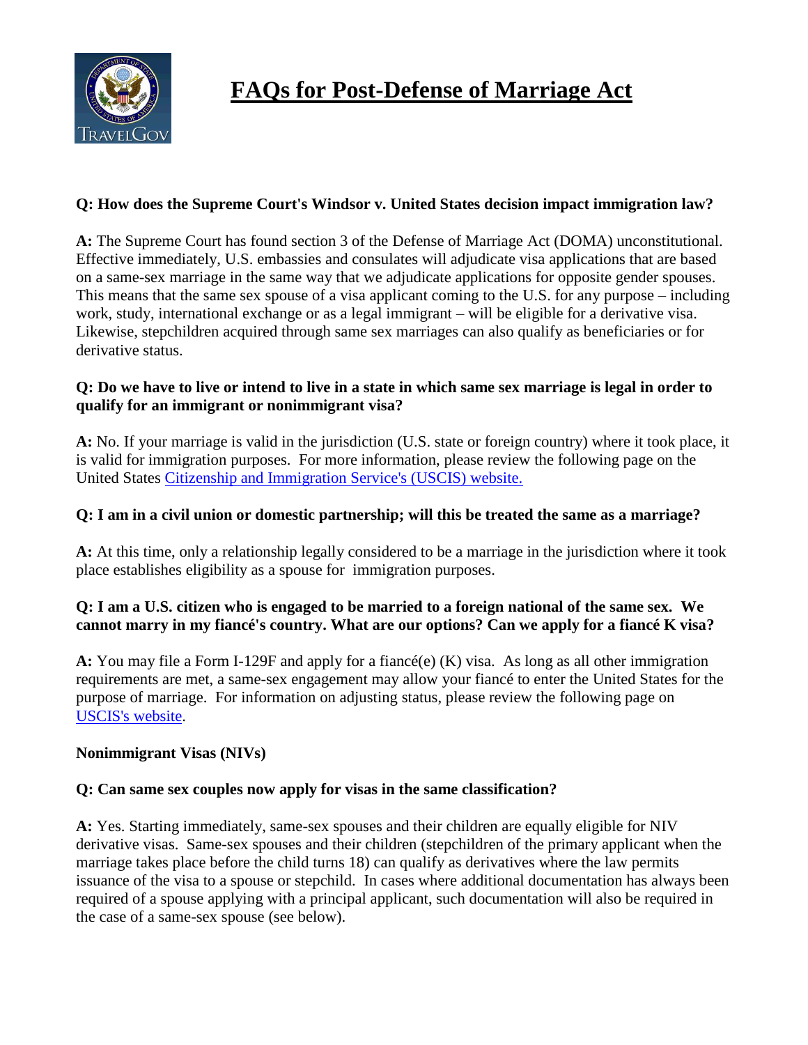# FAQs for Post-Defense of Marriage Act

**Q: How does the Supreme Court's Windsor v. United States decision impact immigration law?**

**A:** The Supreme Court has found section 3 of the Defense of Marriage Act (DOMA) unconstitutional. Effective immediately, U.S. embassies and consulates will adjudicate visa applications that are based on a same-sex marriage in the same way that we adjudicate applications for opposite gender spouses. This means that the same sex spouse of a visa applicant coming to the U.S. for any purpose – including work, study, international exchange or as a legal immigrant – will be eligible for a derivative visa. Likewise, stepchildren acquired through same sex marriages can also qualify as beneficiaries or for derivative status.

**Q: Do we have to live or intend to live in a state in which same sex marriage is legal in order to qualify for an immigrant or nonimmigrant visa?**

**A:** No. If your marriage is valid in the jurisdiction (U.S. state or foreign country) where it took place, it is valid for immigration purposes. For more information, please review the following page on the United States Citizenship and Immigration Service's (USCIS) website.

**Q: I am in a civil union or domestic partnership; will this be treated the same as a marriage?**

**A:** At this time, only a relationship legally considered to be a marriage in the jurisdiction where it took place establishes eligibility as a spouse for immigration purposes.

**Q: I am a U.S. citizen who is engaged to be married to a foreign national of the same sex. We cannot marry in my fiancé's country. What are our options? Can we apply for a fiancé K visa?**

**A:** You may file a Form I-129F and apply for a fiancé(e) (K) visa. As long as all other immigration requirements are met, a same-sex engagement may allow your fiancé to enter the United States for the purpose of marriage. For information on adjusting status, please review the following page on USCIS's website.

**Nonimmigrant Visas (NIVs)**

**Q: Can same sex couples now apply for visas in the same classification?**

**A:** Yes. Starting immediately, same-sex spouses and their children are equally eligible for NIV derivative visas. Same-sex spouses and their children (stepchildren of the primary applicant when the marriage takes place before the child turns 18) can qualify as derivatives where the law permits issuance of the visa to a spouse or stepchild. In cases where additional documentation has always been required of a spouse applying with a principal applicant, such documentation will also be required in the case of a same-sex spouse (see below).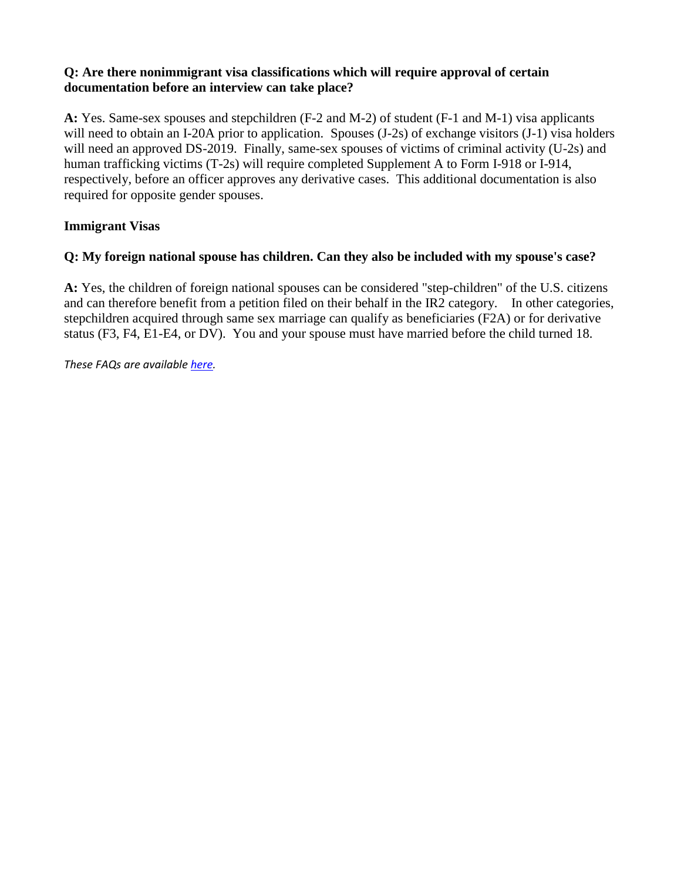**Q: Are there nonimmigrant visa classifications which will require approval of certain documentation before an interview can take place?**

**A:** Yes. Same-sex spouses and stepchildren (F-2 and M-2) of student (F-1 and M-1) visa applicants will need to obtain an I-20A prior to application. Spouses (J-2s) of exchange visitors (J-1) visa holders will need an approved DS-2019. Finally, same-sex spouses of victims of criminal activity (U-2s) and human trafficking victims (T-2s) will require completed Supplement A to Form I-918 or I-914, respectively, before an officer approves any derivative cases. This additional documentation is also required for opposite gender spouses.

## Immigrant Visas

**Q: My foreign national spouse has children. Can they also be included with my spouse's case?**

**A:** Yes, the children of foreign national spouses can be considered "step-children" of the U.S. citizens and can therefore benefit from a petition filed on their behalf in the IR2 category. In other categories, stepchildren acquired through same sex marriage can qualify as beneficiaries (F2A) or for derivative status (F3, F4, E1-E4, or DV). You and your spouse must have married before the child turned 18.

*These FAQs are available [here](#).*